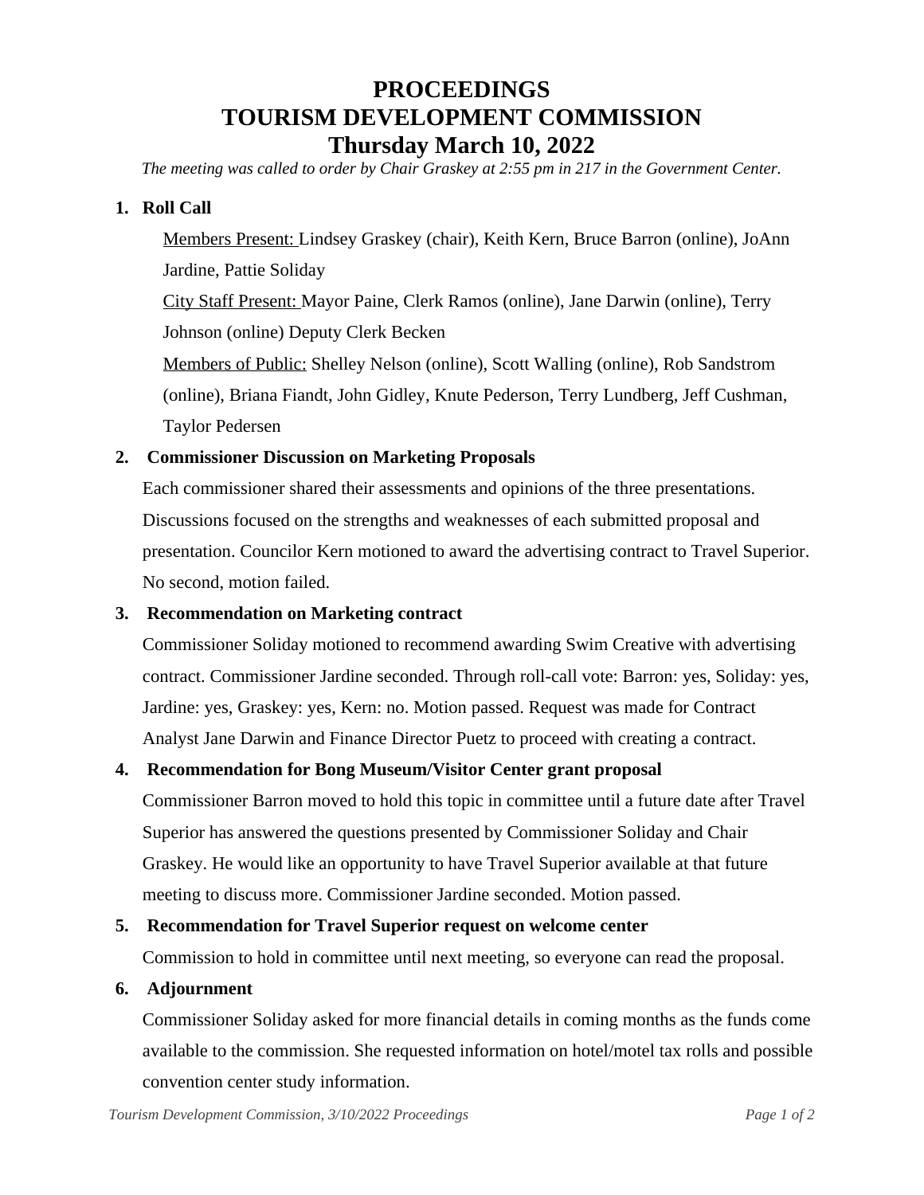# PROCEEDINGS
# TOURISM DEVELOPMENT COMMISSION
# Thursday March 10, 2022

*The meeting was called to order by Chair Graskey at 2:55 pm in 217 in the Government Center.*

1. **Roll Call**

   Members Present: Lindsey Graskey (chair), Keith Kern, Bruce Barron (online), JoAnn Jardine, Pattie Soliday

   City Staff Present: Mayor Paine, Clerk Ramos (online), Jane Darwin (online), Terry Johnson (online) Deputy Clerk Becken

   Members of Public: Shelley Nelson (online), Scott Walling (online), Rob Sandstrom (online), Briana Fiandt, John Gidley, Knute Pederson, Terry Lundberg, Jeff Cushman, Taylor Pedersen

2. **Commissioner Discussion on Marketing Proposals**

   Each commissioner shared their assessments and opinions of the three presentations. Discussions focused on the strengths and weaknesses of each submitted proposal and presentation. Councilor Kern motioned to award the advertising contract to Travel Superior. No second, motion failed.

3. **Recommendation on Marketing contract**

   Commissioner Soliday motioned to recommend awarding Swim Creative with advertising contract. Commissioner Jardine seconded. Through roll-call vote: Barron: yes, Soliday: yes, Jardine: yes, Graskey: yes, Kern: no. Motion passed. Request was made for Contract Analyst Jane Darwin and Finance Director Puetz to proceed with creating a contract.

4. **Recommendation for Bong Museum/Visitor Center grant proposal**

   Commissioner Barron moved to hold this topic in committee until a future date after Travel Superior has answered the questions presented by Commissioner Soliday and Chair Graskey. He would like an opportunity to have Travel Superior available at that future meeting to discuss more. Commissioner Jardine seconded. Motion passed.

5. **Recommendation for Travel Superior request on welcome center**

   Commission to hold in committee until next meeting, so everyone can read the proposal.

6. **Adjournment**

   Commissioner Soliday asked for more financial details in coming months as the funds come available to the commission. She requested information on hotel/motel tax rolls and possible convention center study information.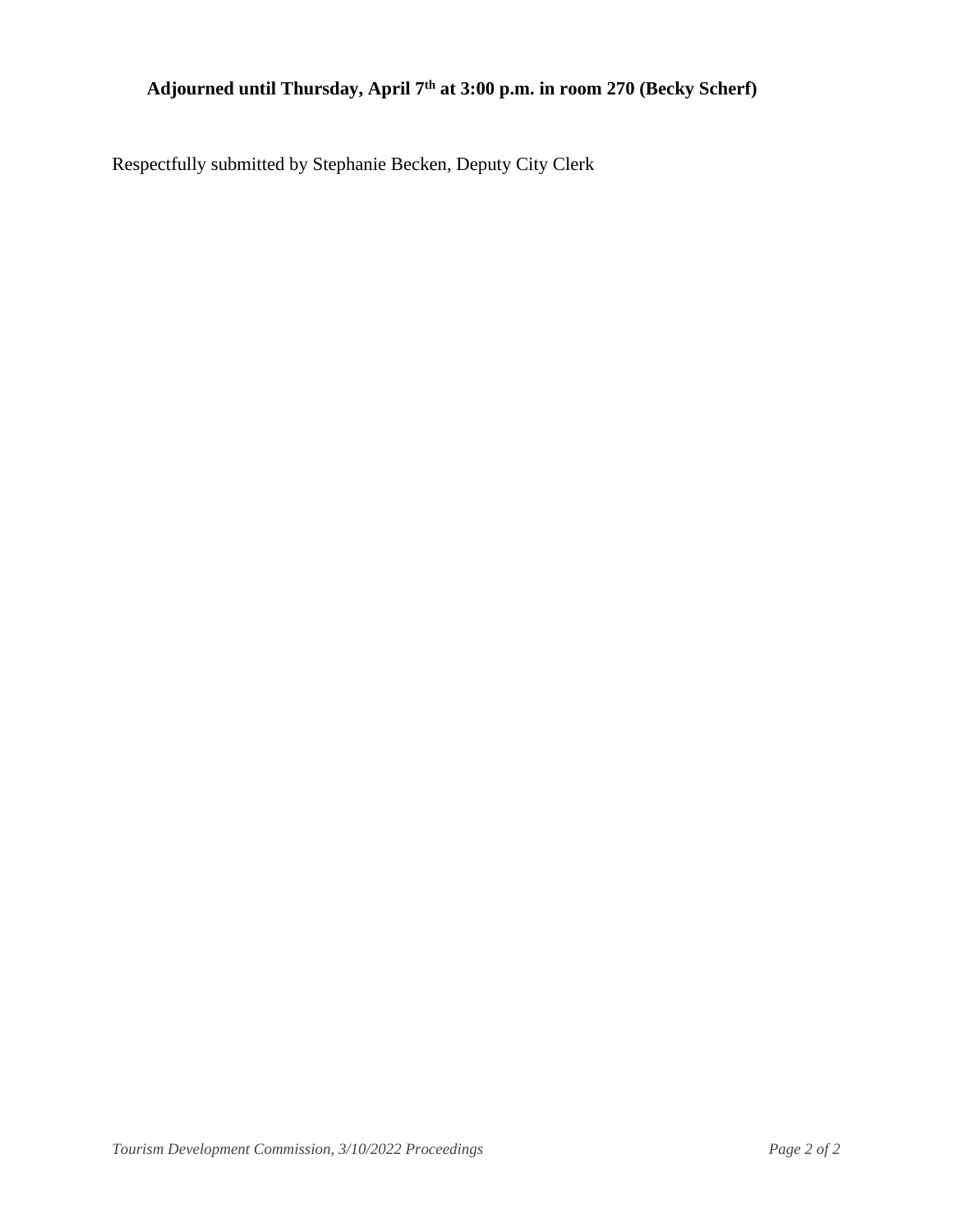**Adjourned until Thursday, April 7th at 3:00 p.m. in room 270 (Becky Scherf)**

Respectfully submitted by Stephanie Becken, Deputy City Clerk